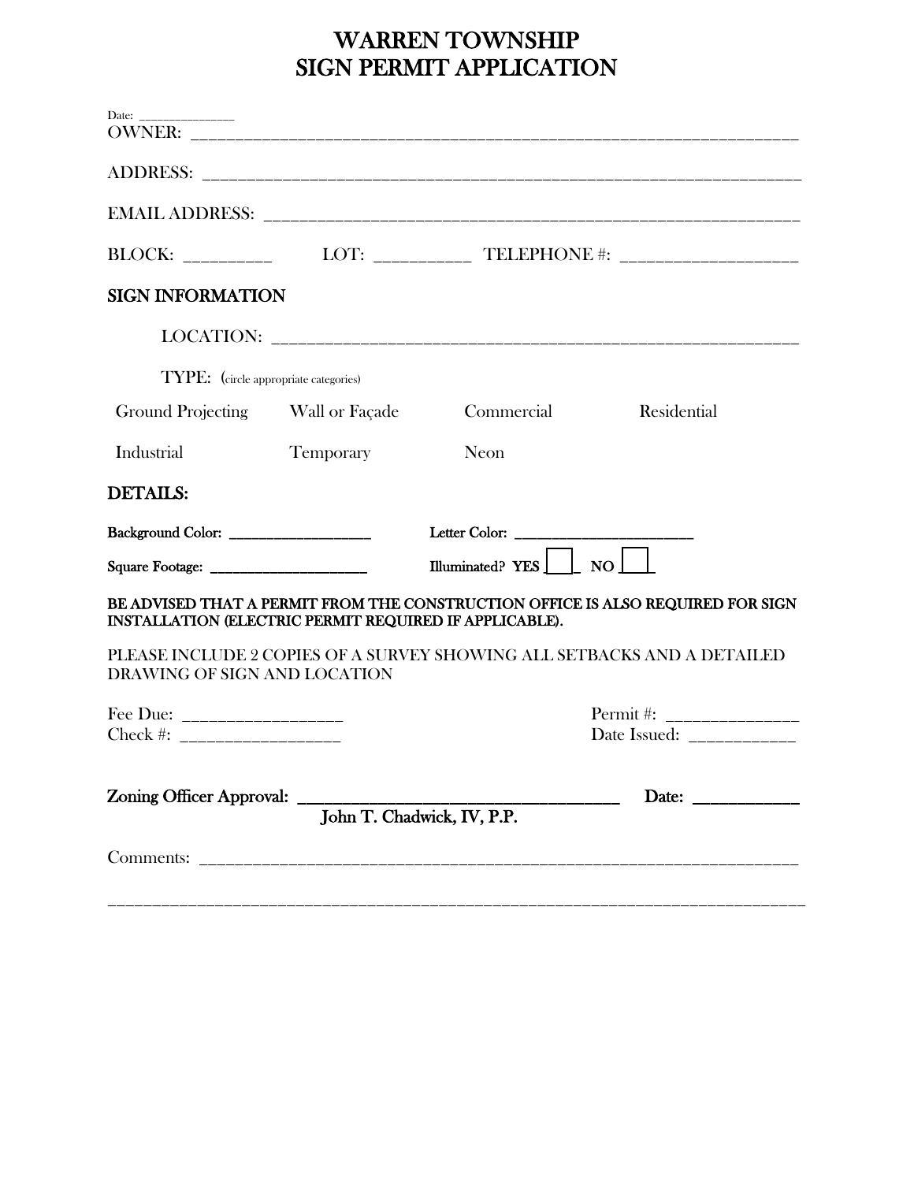# WARREN TOWNSHIP
# SIGN PERMIT APPLICATION

Date: _______________

OWNER: ______________________________________________________________________

ADDRESS: ____________________________________________________________________

EMAIL ADDRESS: ______________________________________________________________

BLOCK: __________ LOT: ___________ TELEPHONE #: ___________________

## SIGN INFORMATION

LOCATION: __________________________________________________________

TYPE: (circle appropriate categories)

Ground Projecting Wall or Façade Commercial Residential

Industrial Temporary Neon

## DETAILS:

**Background Color:** ___________________ **Letter Color:** ______________________

**Square Footage:** _____________________ **Illuminated? YES** ☐ **NO** ☐

**BE ADVISED THAT A PERMIT FROM THE CONSTRUCTION OFFICE IS ALSO REQUIRED FOR SIGN INSTALLATION (ELECTRIC PERMIT REQUIRED IF APPLICABLE).**

PLEASE INCLUDE 2 COPIES OF A SURVEY SHOWING ALL SETBACKS AND A DETAILED DRAWING OF SIGN AND LOCATION

Fee Due: _________________ Permit #: ______________

Check #: _________________ Date Issued: ___________

**Zoning Officer Approval:** _____________________________________ **Date:** ____________

**John T. Chadwick, IV, P.P.**

Comments: ___________________________________________________________________

_____________________________________________________________________________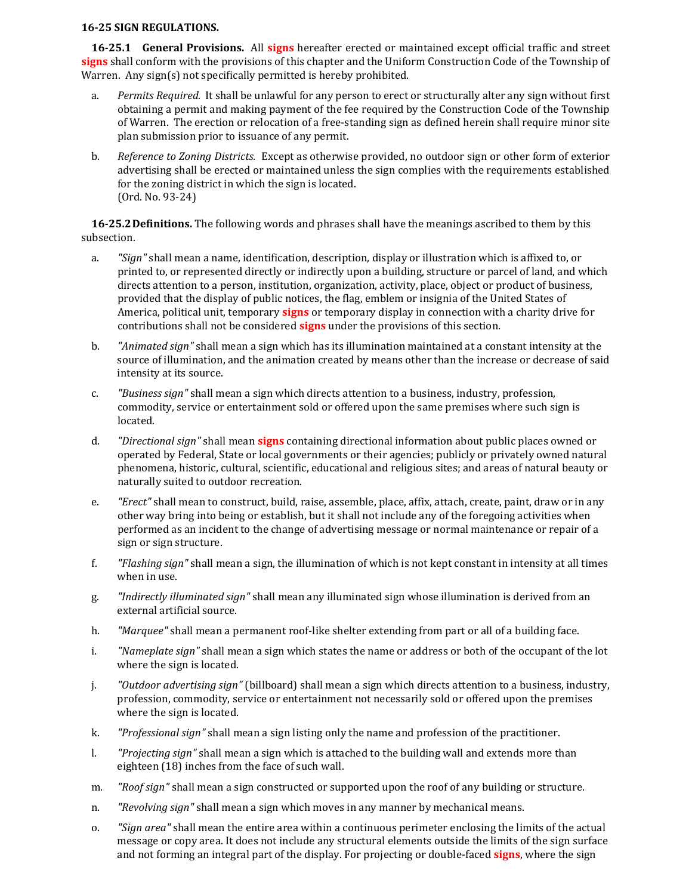**16-25 SIGN REGULATIONS.**

**16-25.1 General Provisions.** All **signs** hereafter erected or maintained except official traffic and street **signs** shall conform with the provisions of this chapter and the Uniform Construction Code of the Township of Warren. Any sign(s) not specifically permitted is hereby prohibited.

a. *Permits Required.* It shall be unlawful for any person to erect or structurally alter any sign without first obtaining a permit and making payment of the fee required by the Construction Code of the Township of Warren. The erection or relocation of a free-standing sign as defined herein shall require minor site plan submission prior to issuance of any permit.

b. *Reference to Zoning Districts.* Except as otherwise provided, no outdoor sign or other form of exterior advertising shall be erected or maintained unless the sign complies with the requirements established for the zoning district in which the sign is located.
(Ord. No. 93-24)

**16-25.2 Definitions.** The following words and phrases shall have the meanings ascribed to them by this subsection.

a. *"Sign"* shall mean a name, identification, description, display or illustration which is affixed to, or printed to, or represented directly or indirectly upon a building, structure or parcel of land, and which directs attention to a person, institution, organization, activity, place, object or product of business, provided that the display of public notices, the flag, emblem or insignia of the United States of America, political unit, temporary **signs** or temporary display in connection with a charity drive for contributions shall not be considered **signs** under the provisions of this section.

b. *"Animated sign"* shall mean a sign which has its illumination maintained at a constant intensity at the source of illumination, and the animation created by means other than the increase or decrease of said intensity at its source.

c. *"Business sign"* shall mean a sign which directs attention to a business, industry, profession, commodity, service or entertainment sold or offered upon the same premises where such sign is located.

d. *"Directional sign"* shall mean **signs** containing directional information about public places owned or operated by Federal, State or local governments or their agencies; publicly or privately owned natural phenomena, historic, cultural, scientific, educational and religious sites; and areas of natural beauty or naturally suited to outdoor recreation.

e. *"Erect"* shall mean to construct, build, raise, assemble, place, affix, attach, create, paint, draw or in any other way bring into being or establish, but it shall not include any of the foregoing activities when performed as an incident to the change of advertising message or normal maintenance or repair of a sign or sign structure.

f. *"Flashing sign"* shall mean a sign, the illumination of which is not kept constant in intensity at all times when in use.

g. *"Indirectly illuminated sign"* shall mean any illuminated sign whose illumination is derived from an external artificial source.

h. *"Marquee"* shall mean a permanent roof-like shelter extending from part or all of a building face.

i. *"Nameplate sign"* shall mean a sign which states the name or address or both of the occupant of the lot where the sign is located.

j. *"Outdoor advertising sign"* (billboard) shall mean a sign which directs attention to a business, industry, profession, commodity, service or entertainment not necessarily sold or offered upon the premises where the sign is located.

k. *"Professional sign"* shall mean a sign listing only the name and profession of the practitioner.

l. *"Projecting sign"* shall mean a sign which is attached to the building wall and extends more than eighteen (18) inches from the face of such wall.

m. *"Roof sign"* shall mean a sign constructed or supported upon the roof of any building or structure.

n. *"Revolving sign"* shall mean a sign which moves in any manner by mechanical means.

o. *"Sign area"* shall mean the entire area within a continuous perimeter enclosing the limits of the actual message or copy area. It does not include any structural elements outside the limits of the sign surface and not forming an integral part of the display. For projecting or double-faced **signs**, where the sign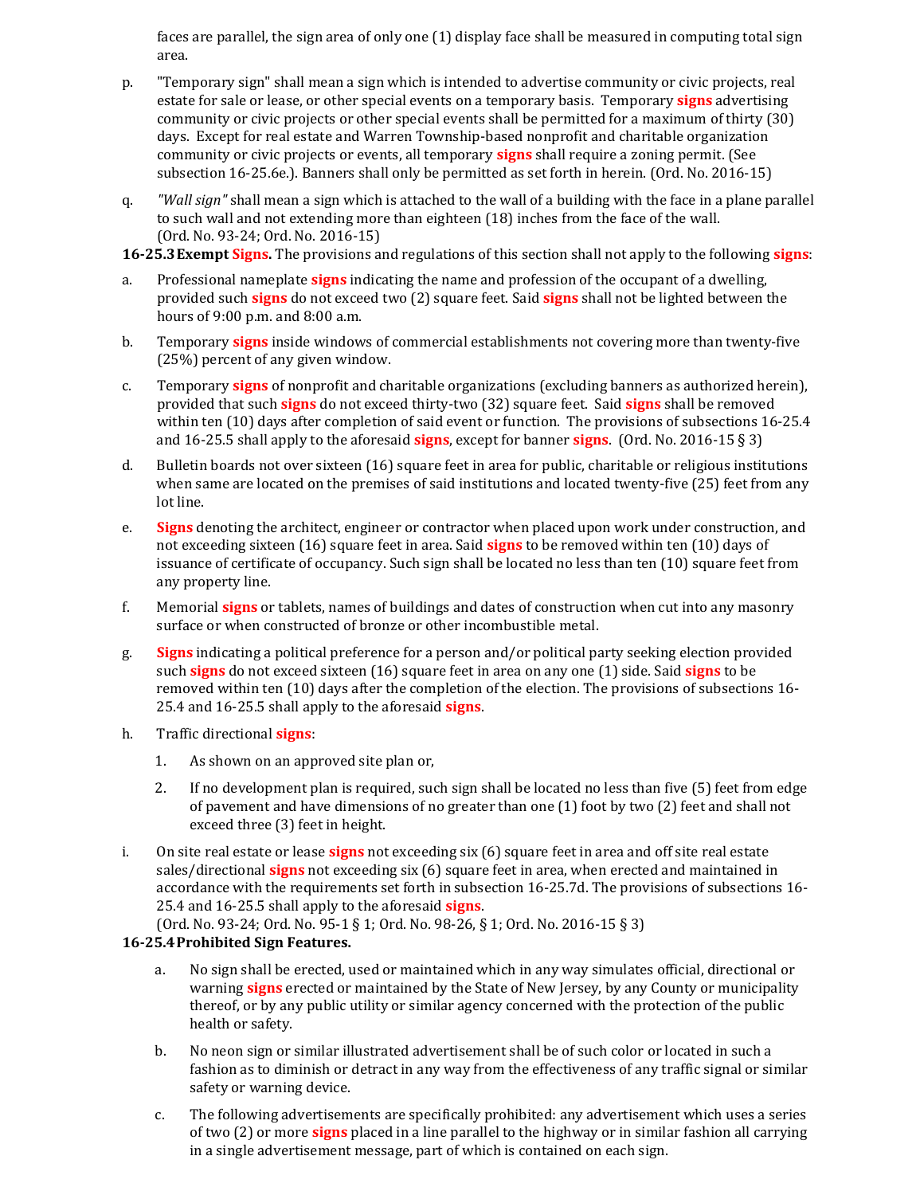faces are parallel, the sign area of only one (1) display face shall be measured in computing total sign area.

p. "Temporary sign" shall mean a sign which is intended to advertise community or civic projects, real estate for sale or lease, or other special events on a temporary basis. Temporary **signs** advertising community or civic projects or other special events shall be permitted for a maximum of thirty (30) days. Except for real estate and Warren Township-based nonprofit and charitable organization community or civic projects or events, all temporary **signs** shall require a zoning permit. (See subsection 16-25.6e.). Banners shall only be permitted as set forth in herein. (Ord. No. 2016-15)

q. *"Wall sign"* shall mean a sign which is attached to the wall of a building with the face in a plane parallel to such wall and not extending more than eighteen (18) inches from the face of the wall. (Ord. No. 93-24; Ord. No. 2016-15)

**16-25.3 Exempt Signs.** The provisions and regulations of this section shall not apply to the following **signs**:

a. Professional nameplate **signs** indicating the name and profession of the occupant of a dwelling, provided such **signs** do not exceed two (2) square feet. Said **signs** shall not be lighted between the hours of 9:00 p.m. and 8:00 a.m.

b. Temporary **signs** inside windows of commercial establishments not covering more than twenty-five (25%) percent of any given window.

c. Temporary **signs** of nonprofit and charitable organizations (excluding banners as authorized herein), provided that such **signs** do not exceed thirty-two (32) square feet. Said **signs** shall be removed within ten (10) days after completion of said event or function. The provisions of subsections 16-25.4 and 16-25.5 shall apply to the aforesaid **signs**, except for banner **signs**. (Ord. No. 2016-15 § 3)

d. Bulletin boards not over sixteen (16) square feet in area for public, charitable or religious institutions when same are located on the premises of said institutions and located twenty-five (25) feet from any lot line.

e. **Signs** denoting the architect, engineer or contractor when placed upon work under construction, and not exceeding sixteen (16) square feet in area. Said **signs** to be removed within ten (10) days of issuance of certificate of occupancy. Such sign shall be located no less than ten (10) square feet from any property line.

f. Memorial **signs** or tablets, names of buildings and dates of construction when cut into any masonry surface or when constructed of bronze or other incombustible metal.

g. **Signs** indicating a political preference for a person and/or political party seeking election provided such **signs** do not exceed sixteen (16) square feet in area on any one (1) side. Said **signs** to be removed within ten (10) days after the completion of the election. The provisions of subsections 16-25.4 and 16-25.5 shall apply to the aforesaid **signs**.

h. Traffic directional **signs**:

   1. As shown on an approved site plan or,

   2. If no development plan is required, such sign shall be located no less than five (5) feet from edge of pavement and have dimensions of no greater than one (1) foot by two (2) feet and shall not exceed three (3) feet in height.

i. On site real estate or lease **signs** not exceeding six (6) square feet in area and off site real estate sales/directional **signs** not exceeding six (6) square feet in area, when erected and maintained in accordance with the requirements set forth in subsection 16-25.7d. The provisions of subsections 16-25.4 and 16-25.5 shall apply to the aforesaid **signs**.
(Ord. No. 93-24; Ord. No. 95-1 § 1; Ord. No. 98-26, § 1; Ord. No. 2016-15 § 3)

**16-25.4 Prohibited Sign Features.**

a. No sign shall be erected, used or maintained which in any way simulates official, directional or warning **signs** erected or maintained by the State of New Jersey, by any County or municipality thereof, or by any public utility or similar agency concerned with the protection of the public health or safety.

b. No neon sign or similar illustrated advertisement shall be of such color or located in such a fashion as to diminish or detract in any way from the effectiveness of any traffic signal or similar safety or warning device.

c. The following advertisements are specifically prohibited: any advertisement which uses a series of two (2) or more **signs** placed in a line parallel to the highway or in similar fashion all carrying in a single advertisement message, part of which is contained on each sign.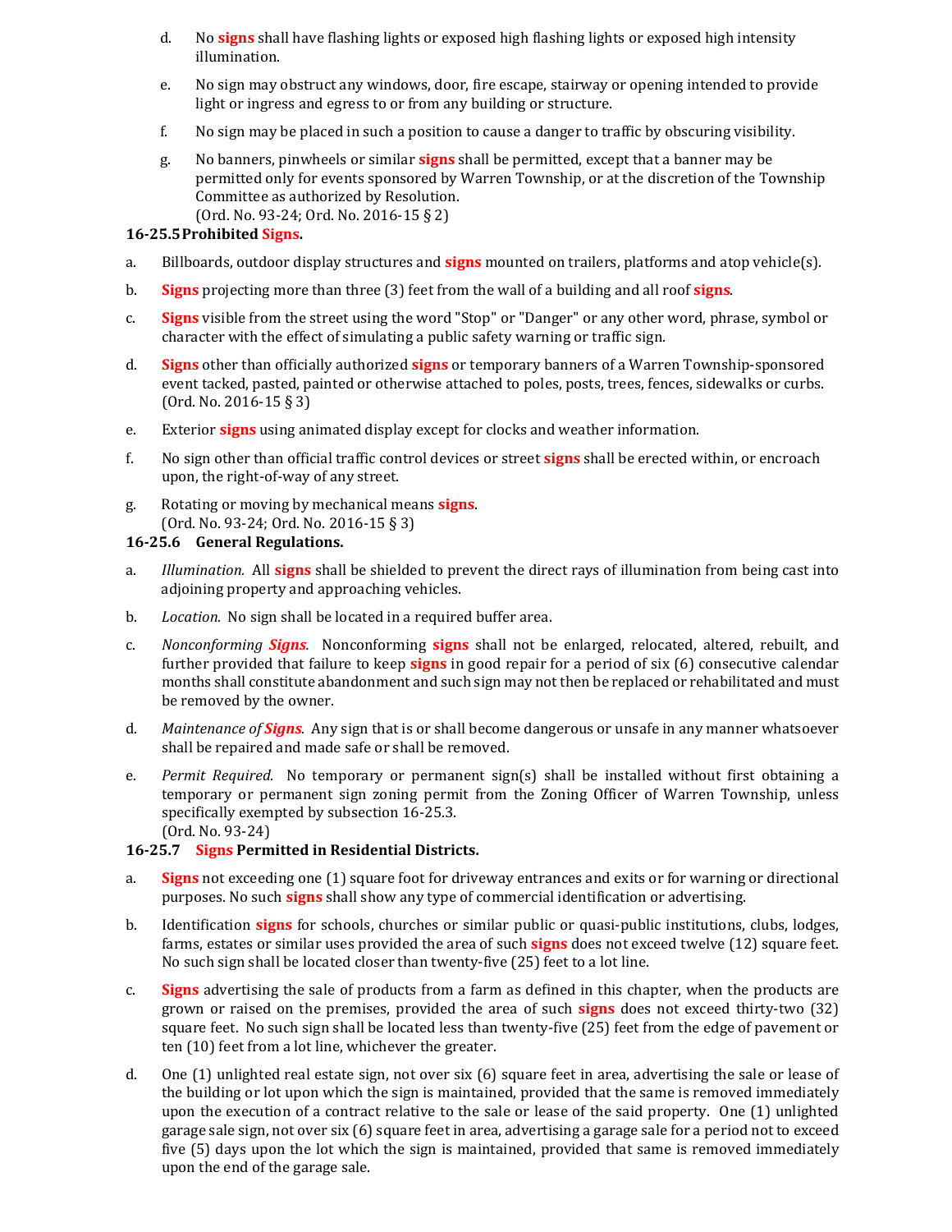d. No **signs** shall have flashing lights or exposed high flashing lights or exposed high intensity illumination.

e. No sign may obstruct any windows, door, fire escape, stairway or opening intended to provide light or ingress and egress to or from any building or structure.

f. No sign may be placed in such a position to cause a danger to traffic by obscuring visibility.

g. No banners, pinwheels or similar **signs** shall be permitted, except that a banner may be permitted only for events sponsored by Warren Township, or at the discretion of the Township Committee as authorized by Resolution.
(Ord. No. 93-24; Ord. No. 2016-15 § 2)

**16-25.5 Prohibited Signs.**

a. Billboards, outdoor display structures and **signs** mounted on trailers, platforms and atop vehicle(s).

b. **Signs** projecting more than three (3) feet from the wall of a building and all roof **signs**.

c. **Signs** visible from the street using the word "Stop" or "Danger" or any other word, phrase, symbol or character with the effect of simulating a public safety warning or traffic sign.

d. **Signs** other than officially authorized **signs** or temporary banners of a Warren Township-sponsored event tacked, pasted, painted or otherwise attached to poles, posts, trees, fences, sidewalks or curbs.
(Ord. No. 2016-15 § 3)

e. Exterior **signs** using animated display except for clocks and weather information.

f. No sign other than official traffic control devices or street **signs** shall be erected within, or encroach upon, the right-of-way of any street.

g. Rotating or moving by mechanical means **signs**.
(Ord. No. 93-24; Ord. No. 2016-15 § 3)

**16-25.6 General Regulations.**

a. *Illumination.* All **signs** shall be shielded to prevent the direct rays of illumination from being cast into adjoining property and approaching vehicles.

b. *Location.* No sign shall be located in a required buffer area.

c. *Nonconforming **Signs**.* Nonconforming **signs** shall not be enlarged, relocated, altered, rebuilt, and further provided that failure to keep **signs** in good repair for a period of six (6) consecutive calendar months shall constitute abandonment and such sign may not then be replaced or rehabilitated and must be removed by the owner.

d. *Maintenance of **Signs**.* Any sign that is or shall become dangerous or unsafe in any manner whatsoever shall be repaired and made safe or shall be removed.

e. *Permit Required.* No temporary or permanent sign(s) shall be installed without first obtaining a temporary or permanent sign zoning permit from the Zoning Officer of Warren Township, unless specifically exempted by subsection 16-25.3.
(Ord. No. 93-24)

**16-25.7 Signs Permitted in Residential Districts.**

a. **Signs** not exceeding one (1) square foot for driveway entrances and exits or for warning or directional purposes. No such **signs** shall show any type of commercial identification or advertising.

b. Identification **signs** for schools, churches or similar public or quasi-public institutions, clubs, lodges, farms, estates or similar uses provided the area of such **signs** does not exceed twelve (12) square feet. No such sign shall be located closer than twenty-five (25) feet to a lot line.

c. **Signs** advertising the sale of products from a farm as defined in this chapter, when the products are grown or raised on the premises, provided the area of such **signs** does not exceed thirty-two (32) square feet. No such sign shall be located less than twenty-five (25) feet from the edge of pavement or ten (10) feet from a lot line, whichever the greater.

d. One (1) unlighted real estate sign, not over six (6) square feet in area, advertising the sale or lease of the building or lot upon which the sign is maintained, provided that the same is removed immediately upon the execution of a contract relative to the sale or lease of the said property. One (1) unlighted garage sale sign, not over six (6) square feet in area, advertising a garage sale for a period not to exceed five (5) days upon the lot which the sign is maintained, provided that same is removed immediately upon the end of the garage sale.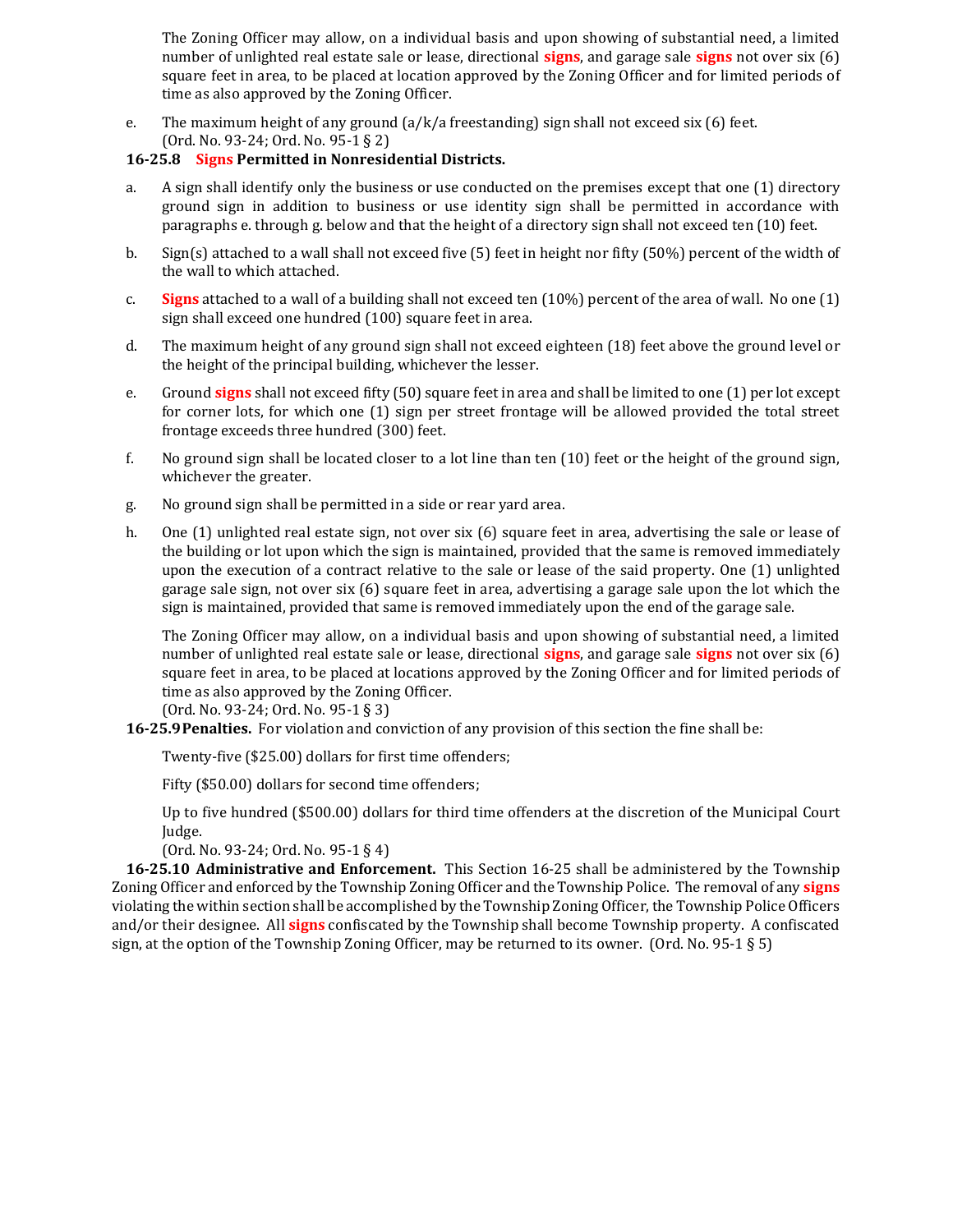The Zoning Officer may allow, on a individual basis and upon showing of substantial need, a limited number of unlighted real estate sale or lease, directional **signs**, and garage sale **signs** not over six (6) square feet in area, to be placed at location approved by the Zoning Officer and for limited periods of time as also approved by the Zoning Officer.

e. The maximum height of any ground (a/k/a freestanding) sign shall not exceed six (6) feet. (Ord. No. 93-24; Ord. No. 95-1 § 2)

**16-25.8 Signs Permitted in Nonresidential Districts.**

a. A sign shall identify only the business or use conducted on the premises except that one (1) directory ground sign in addition to business or use identity sign shall be permitted in accordance with paragraphs e. through g. below and that the height of a directory sign shall not exceed ten (10) feet.

b. Sign(s) attached to a wall shall not exceed five (5) feet in height nor fifty (50%) percent of the width of the wall to which attached.

c. **Signs** attached to a wall of a building shall not exceed ten (10%) percent of the area of wall. No one (1) sign shall exceed one hundred (100) square feet in area.

d. The maximum height of any ground sign shall not exceed eighteen (18) feet above the ground level or the height of the principal building, whichever the lesser.

e. Ground **signs** shall not exceed fifty (50) square feet in area and shall be limited to one (1) per lot except for corner lots, for which one (1) sign per street frontage will be allowed provided the total street frontage exceeds three hundred (300) feet.

f. No ground sign shall be located closer to a lot line than ten (10) feet or the height of the ground sign, whichever the greater.

g. No ground sign shall be permitted in a side or rear yard area.

h. One (1) unlighted real estate sign, not over six (6) square feet in area, advertising the sale or lease of the building or lot upon which the sign is maintained, provided that the same is removed immediately upon the execution of a contract relative to the sale or lease of the said property. One (1) unlighted garage sale sign, not over six (6) square feet in area, advertising a garage sale upon the lot which the sign is maintained, provided that same is removed immediately upon the end of the garage sale.

The Zoning Officer may allow, on a individual basis and upon showing of substantial need, a limited number of unlighted real estate sale or lease, directional **signs**, and garage sale **signs** not over six (6) square feet in area, to be placed at locations approved by the Zoning Officer and for limited periods of time as also approved by the Zoning Officer.
(Ord. No. 93-24; Ord. No. 95-1 § 3)

**16-25.9 Penalties.** For violation and conviction of any provision of this section the fine shall be:

Twenty-five ($25.00) dollars for first time offenders;

Fifty ($50.00) dollars for second time offenders;

Up to five hundred ($500.00) dollars for third time offenders at the discretion of the Municipal Court Judge.
(Ord. No. 93-24; Ord. No. 95-1 § 4)

**16-25.10 Administrative and Enforcement.** This Section 16-25 shall be administered by the Township Zoning Officer and enforced by the Township Zoning Officer and the Township Police. The removal of any **signs** violating the within section shall be accomplished by the Township Zoning Officer, the Township Police Officers and/or their designee. All **signs** confiscated by the Township shall become Township property. A confiscated sign, at the option of the Township Zoning Officer, may be returned to its owner. (Ord. No. 95-1 § 5)